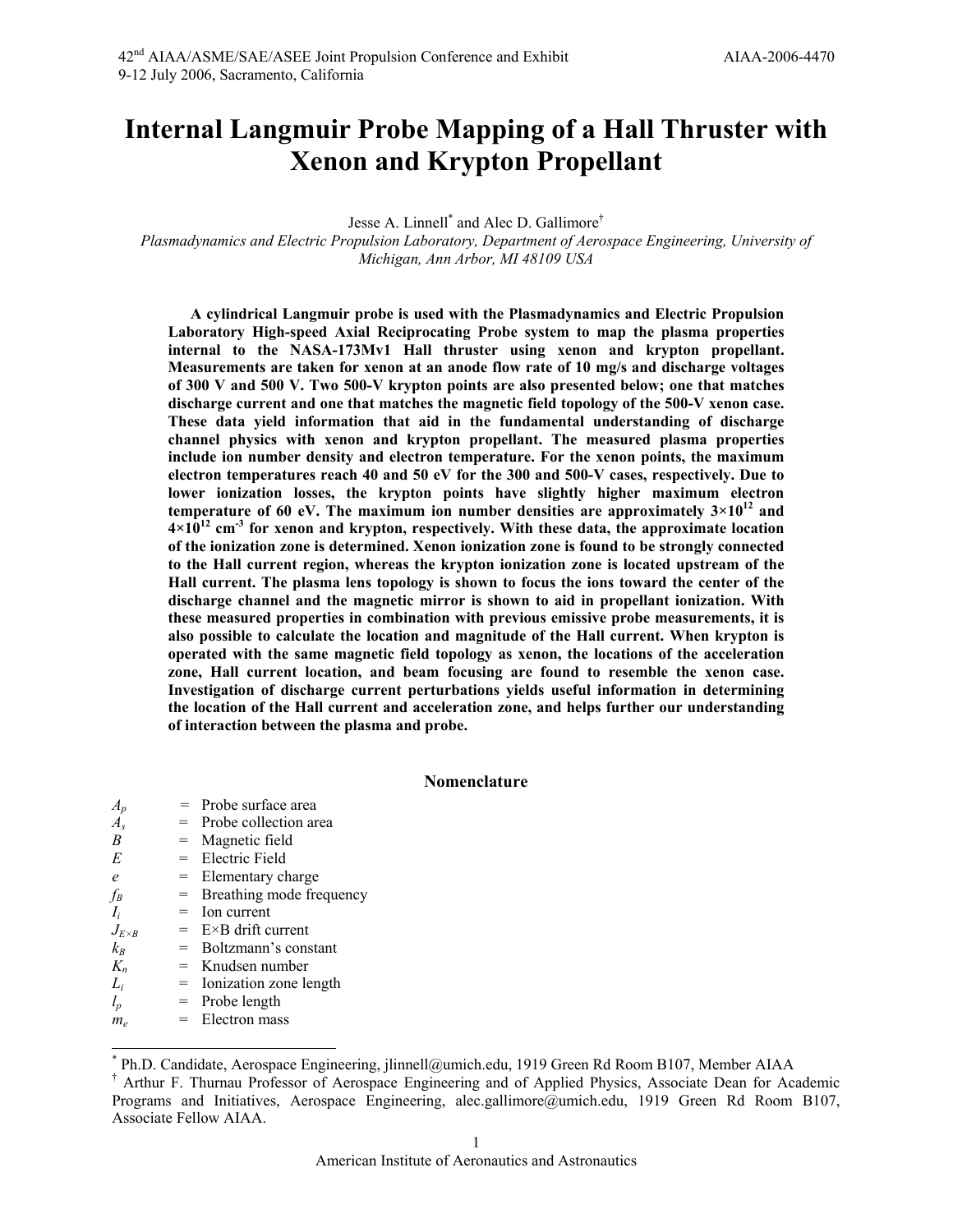# Internal Langmuir Probe Mapping of a Hall Thruster with Xenon and Krypton Propellant

Jesse A. Linnell[*] and Alec D. Gallimore[†]

*Plasmadynamics and Electric Propulsion Laboratory, Department of Aerospace Engineering, University of Michigan, Ann Arbor, MI 48109 USA*

**A cylindrical Langmuir probe is used with the Plasmadynamics and Electric Propulsion Laboratory High-speed Axial Reciprocating Probe system to map the plasma properties internal to the NASA-173Mv1 Hall thruster using xenon and krypton propellant. Measurements are taken for xenon at an anode flow rate of 10 mg/s and discharge voltages of 300 V and 500 V. Two 500-V krypton points are also presented below; one that matches discharge current and one that matches the magnetic field topology of the 500-V xenon case. These data yield information that aid in the fundamental understanding of discharge channel physics with xenon and krypton propellant. The measured plasma properties include ion number density and electron temperature. For the xenon points, the maximum electron temperatures reach 40 and 50 eV for the 300 and 500-V cases, respectively. Due to lower ionization losses, the krypton points have slightly higher maximum electron temperature of 60 eV. The maximum ion number densities are approximately $3\times10^{12}$ and $4\times10^{12}$ cm$^{-3}$ for xenon and krypton, respectively. With these data, the approximate location of the ionization zone is determined. Xenon ionization zone is found to be strongly connected to the Hall current region, whereas the krypton ionization zone is located upstream of the Hall current. The plasma lens topology is shown to focus the ions toward the center of the discharge channel and the magnetic mirror is shown to aid in propellant ionization. With these measured properties in combination with previous emissive probe measurements, it is also possible to calculate the location and magnitude of the Hall current. When krypton is operated with the same magnetic field topology as xenon, the locations of the acceleration zone, Hall current location, and beam focusing are found to resemble the xenon case. Investigation of discharge current perturbations yields useful information in determining the location of the Hall current and acceleration zone, and helps further our understanding of interaction between the plasma and probe.**

## Nomenclature

| | | |
|---|---|---|
| $A_p$ | = | Probe surface area |
| $A_s$ | = | Probe collection area |
| $B$ | = | Magnetic field |
| $E$ | = | Electric Field |
| $e$ | = | Elementary charge |
| $f_B$ | = | Breathing mode frequency |
| $I_i$ | = | Ion current |
| $J_{E\times B}$ | = | E×B drift current |
| $k_B$ | = | Boltzmann's constant |
| $K_n$ | = | Knudsen number |
| $L_i$ | = | Ionization zone length |
| $l_p$ | = | Probe length |
| $m_e$ | = | Electron mass |

[*] Ph.D. Candidate, Aerospace Engineering, jlinnell@umich.edu, 1919 Green Rd Room B107, Member AIAA

[†] Arthur F. Thurnau Professor of Aerospace Engineering and of Applied Physics, Associate Dean for Academic Programs and Initiatives, Aerospace Engineering, alec.gallimore@umich.edu, 1919 Green Rd Room B107, Associate Fellow AIAA.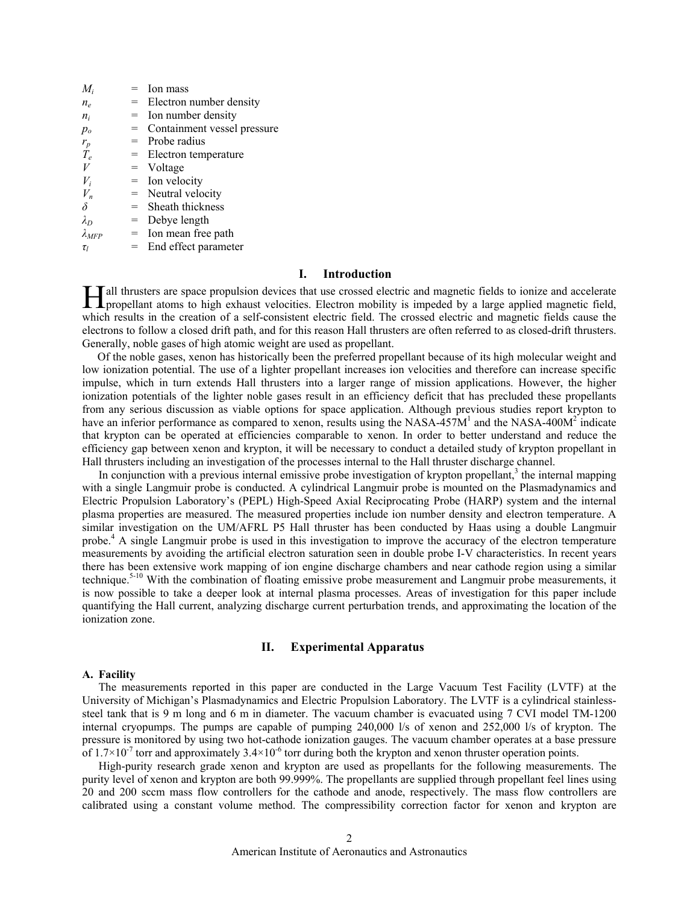| | | |
|---|---|---|
| $M_i$ | = | Ion mass |
| $n_e$ | = | Electron number density |
| $n_i$ | = | Ion number density |
| $p_o$ | = | Containment vessel pressure |
| $r_p$ | = | Probe radius |
| $T_e$ | = | Electron temperature |
| $V$ | = | Voltage |
| $V_i$ | = | Ion velocity |
| $V_n$ | = | Neutral velocity |
| $\delta$ | = | Sheath thickness |
| $\lambda_D$ | = | Debye length |
| $\lambda_{MFP}$ | = | Ion mean free path |
| $\tau_l$ | = | End effect parameter |

## I. Introduction

Hall thrusters are space propulsion devices that use crossed electric and magnetic fields to ionize and accelerate propellant atoms to high exhaust velocities. Electron mobility is impeded by a large applied magnetic field, which results in the creation of a self-consistent electric field. The crossed electric and magnetic fields cause the electrons to follow a closed drift path, and for this reason Hall thrusters are often referred to as closed-drift thrusters. Generally, noble gases of high atomic weight are used as propellant.

Of the noble gases, xenon has historically been the preferred propellant because of its high molecular weight and low ionization potential. The use of a lighter propellant increases ion velocities and therefore can increase specific impulse, which in turn extends Hall thrusters into a larger range of mission applications. However, the higher ionization potentials of the lighter noble gases result in an efficiency deficit that has precluded these propellants from any serious discussion as viable options for space application. Although previous studies report krypton to have an inferior performance as compared to xenon, results using the NASA-457M[1] and the NASA-400M[2] indicate that krypton can be operated at efficiencies comparable to xenon. In order to better understand and reduce the efficiency gap between xenon and krypton, it will be necessary to conduct a detailed study of krypton propellant in Hall thrusters including an investigation of the processes internal to the Hall thruster discharge channel.

In conjunction with a previous internal emissive probe investigation of krypton propellant,[3] the internal mapping with a single Langmuir probe is conducted. A cylindrical Langmuir probe is mounted on the Plasmadynamics and Electric Propulsion Laboratory's (PEPL) High-Speed Axial Reciprocating Probe (HARP) system and the internal plasma properties are measured. The measured properties include ion number density and electron temperature. A similar investigation on the UM/AFRL P5 Hall thruster has been conducted by Haas using a double Langmuir probe.[4] A single Langmuir probe is used in this investigation to improve the accuracy of the electron temperature measurements by avoiding the artificial electron saturation seen in double probe I-V characteristics. In recent years there has been extensive work mapping of ion engine discharge chambers and near cathode region using a similar technique.[5-10] With the combination of floating emissive probe measurement and Langmuir probe measurements, it is now possible to take a deeper look at internal plasma processes. Areas of investigation for this paper include quantifying the Hall current, analyzing discharge current perturbation trends, and approximating the location of the ionization zone.

## II. Experimental Apparatus

### A. Facility

The measurements reported in this paper are conducted in the Large Vacuum Test Facility (LVTF) at the University of Michigan's Plasmadynamics and Electric Propulsion Laboratory. The LVTF is a cylindrical stainless-steel tank that is 9 m long and 6 m in diameter. The vacuum chamber is evacuated using 7 CVI model TM-1200 internal cryopumps. The pumps are capable of pumping 240,000 l/s of xenon and 252,000 l/s of krypton. The pressure is monitored by using two hot-cathode ionization gauges. The vacuum chamber operates at a base pressure of $1.7\times10^{-7}$ torr and approximately $3.4\times10^{-6}$ torr during both the krypton and xenon thruster operation points.

High-purity research grade xenon and krypton are used as propellants for the following measurements. The purity level of xenon and krypton are both 99.999%. The propellants are supplied through propellant feel lines using 20 and 200 sccm mass flow controllers for the cathode and anode, respectively. The mass flow controllers are calibrated using a constant volume method. The compressibility correction factor for xenon and krypton are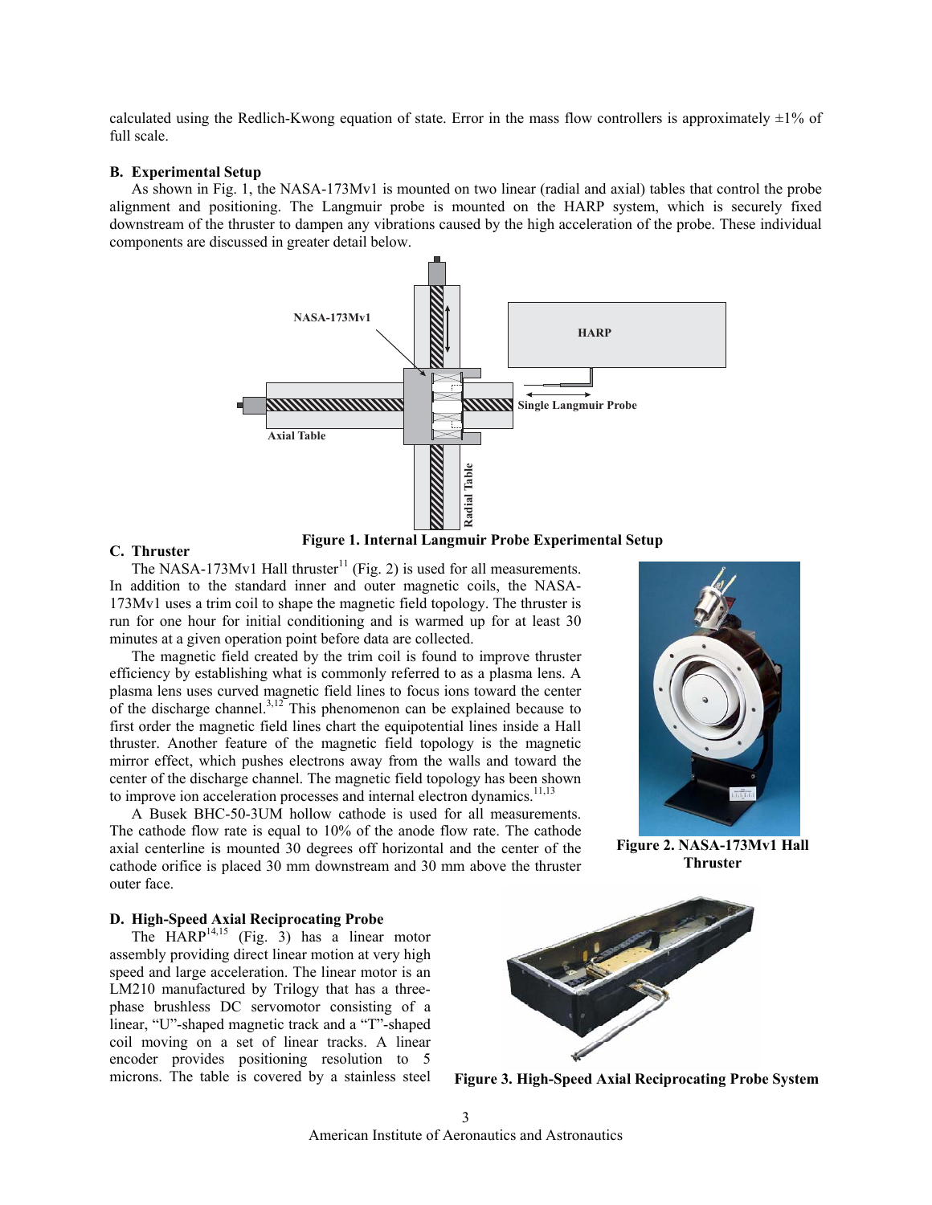calculated using the Redlich-Kwong equation of state. Error in the mass flow controllers is approximately ±1% of full scale.

### B. Experimental Setup

As shown in Fig. 1, the NASA-173Mv1 is mounted on two linear (radial and axial) tables that control the probe alignment and positioning. The Langmuir probe is mounted on the HARP system, which is securely fixed downstream of the thruster to dampen any vibrations caused by the high acceleration of the probe. These individual components are discussed in greater detail below.

**Figure 1. Internal Langmuir Probe Experimental Setup**

### C. Thruster

The NASA-173Mv1 Hall thruster[11] (Fig. 2) is used for all measurements. In addition to the standard inner and outer magnetic coils, the NASA-173Mv1 uses a trim coil to shape the magnetic field topology. The thruster is run for one hour for initial conditioning and is warmed up for at least 30 minutes at a given operation point before data are collected.

The magnetic field created by the trim coil is found to improve thruster efficiency by establishing what is commonly referred to as a plasma lens. A plasma lens uses curved magnetic field lines to focus ions toward the center of the discharge channel.[3,12] This phenomenon can be explained because to first order the magnetic field lines chart the equipotential lines inside a Hall thruster. Another feature of the magnetic field topology is the magnetic mirror effect, which pushes electrons away from the walls and toward the center of the discharge channel. The magnetic field topology has been shown to improve ion acceleration processes and internal electron dynamics.[11,13]

A Busek BHC-50-3UM hollow cathode is used for all measurements. The cathode flow rate is equal to 10% of the anode flow rate. The cathode axial centerline is mounted 30 degrees off horizontal and the center of the cathode orifice is placed 30 mm downstream and 30 mm above the thruster outer face.

**Figure 2. NASA-173Mv1 Hall Thruster**

### D. High-Speed Axial Reciprocating Probe

The HARP[14,15] (Fig. 3) has a linear motor assembly providing direct linear motion at very high speed and large acceleration. The linear motor is an LM210 manufactured by Trilogy that has a three-phase brushless DC servomotor consisting of a linear, "U"-shaped magnetic track and a "T"-shaped coil moving on a set of linear tracks. A linear encoder provides positioning resolution to 5 microns. The table is covered by a stainless steel

**Figure 3. High-Speed Axial Reciprocating Probe System**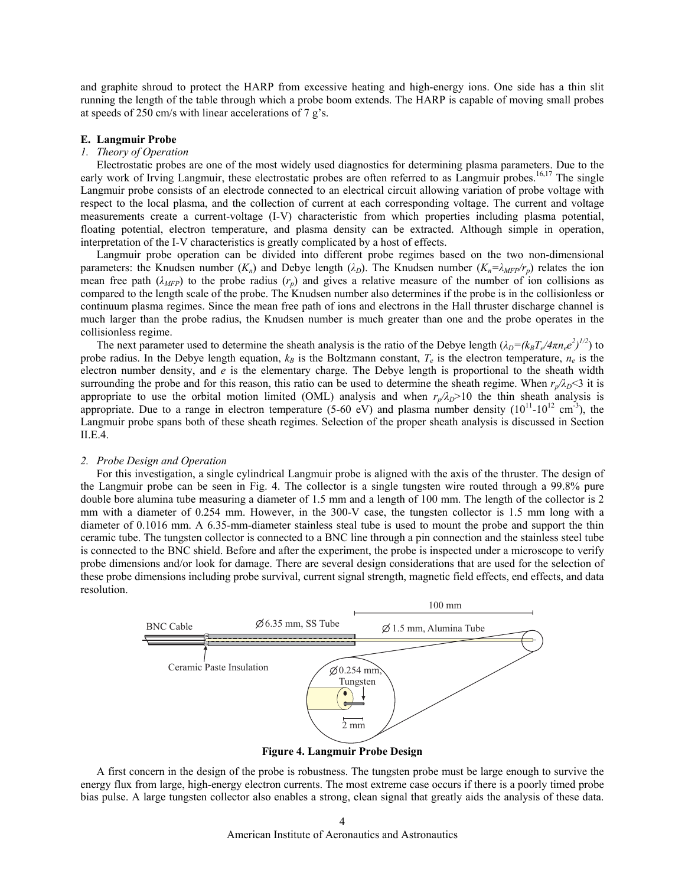and graphite shroud to protect the HARP from excessive heating and high-energy ions. One side has a thin slit running the length of the table through which a probe boom extends. The HARP is capable of moving small probes at speeds of 250 cm/s with linear accelerations of 7 g's.

### E. Langmuir Probe

#### *1. Theory of Operation*

Electrostatic probes are one of the most widely used diagnostics for determining plasma parameters. Due to the early work of Irving Langmuir, these electrostatic probes are often referred to as Langmuir probes.[16,17] The single Langmuir probe consists of an electrode connected to an electrical circuit allowing variation of probe voltage with respect to the local plasma, and the collection of current at each corresponding voltage. The current and voltage measurements create a current-voltage (I-V) characteristic from which properties including plasma potential, floating potential, electron temperature, and plasma density can be extracted. Although simple in operation, interpretation of the I-V characteristics is greatly complicated by a host of effects.

Langmuir probe operation can be divided into different probe regimes based on the two non-dimensional parameters: the Knudsen number ($K_n$) and Debye length ($\lambda_D$). The Knudsen number ($K_n=\lambda_{MFP}/r_p$) relates the ion mean free path ($\lambda_{MFP}$) to the probe radius ($r_p$) and gives a relative measure of the number of ion collisions as compared to the length scale of the probe. The Knudsen number also determines if the probe is in the collisionless or continuum plasma regimes. Since the mean free path of ions and electrons in the Hall thruster discharge channel is much larger than the probe radius, the Knudsen number is much greater than one and the probe operates in the collisionless regime.

The next parameter used to determine the sheath analysis is the ratio of the Debye length ($\lambda_D=(k_BT_e/4\pi n_e e^2)^{1/2}$) to probe radius. In the Debye length equation, $k_B$ is the Boltzmann constant, $T_e$ is the electron temperature, $n_e$ is the electron number density, and $e$ is the elementary charge. The Debye length is proportional to the sheath width surrounding the probe and for this reason, this ratio can be used to determine the sheath regime. When $r_p/\lambda_D<3$ it is appropriate to use the orbital motion limited (OML) analysis and when $r_p/\lambda_D>10$ the thin sheath analysis is appropriate. Due to a range in electron temperature (5-60 eV) and plasma number density ($10^{11}$-$10^{12}$ cm$^{-3}$), the Langmuir probe spans both of these sheath regimes. Selection of the proper sheath analysis is discussed in Section II.E.4.

#### *2. Probe Design and Operation*

For this investigation, a single cylindrical Langmuir probe is aligned with the axis of the thruster. The design of the Langmuir probe can be seen in Fig. 4. The collector is a single tungsten wire routed through a 99.8% pure double bore alumina tube measuring a diameter of 1.5 mm and a length of 100 mm. The length of the collector is 2 mm with a diameter of 0.254 mm. However, in the 300-V case, the tungsten collector is 1.5 mm long with a diameter of 0.1016 mm. A 6.35-mm-diameter stainless steal tube is used to mount the probe and support the thin ceramic tube. The tungsten collector is connected to a BNC line through a pin connection and the stainless steel tube is connected to the BNC shield. Before and after the experiment, the probe is inspected under a microscope to verify probe dimensions and/or look for damage. There are several design considerations that are used for the selection of these probe dimensions including probe survival, current signal strength, magnetic field effects, end effects, and data resolution.

**Figure 4. Langmuir Probe Design**

A first concern in the design of the probe is robustness. The tungsten probe must be large enough to survive the energy flux from large, high-energy electron currents. The most extreme case occurs if there is a poorly timed probe bias pulse. A large tungsten collector also enables a strong, clean signal that greatly aids the analysis of these data.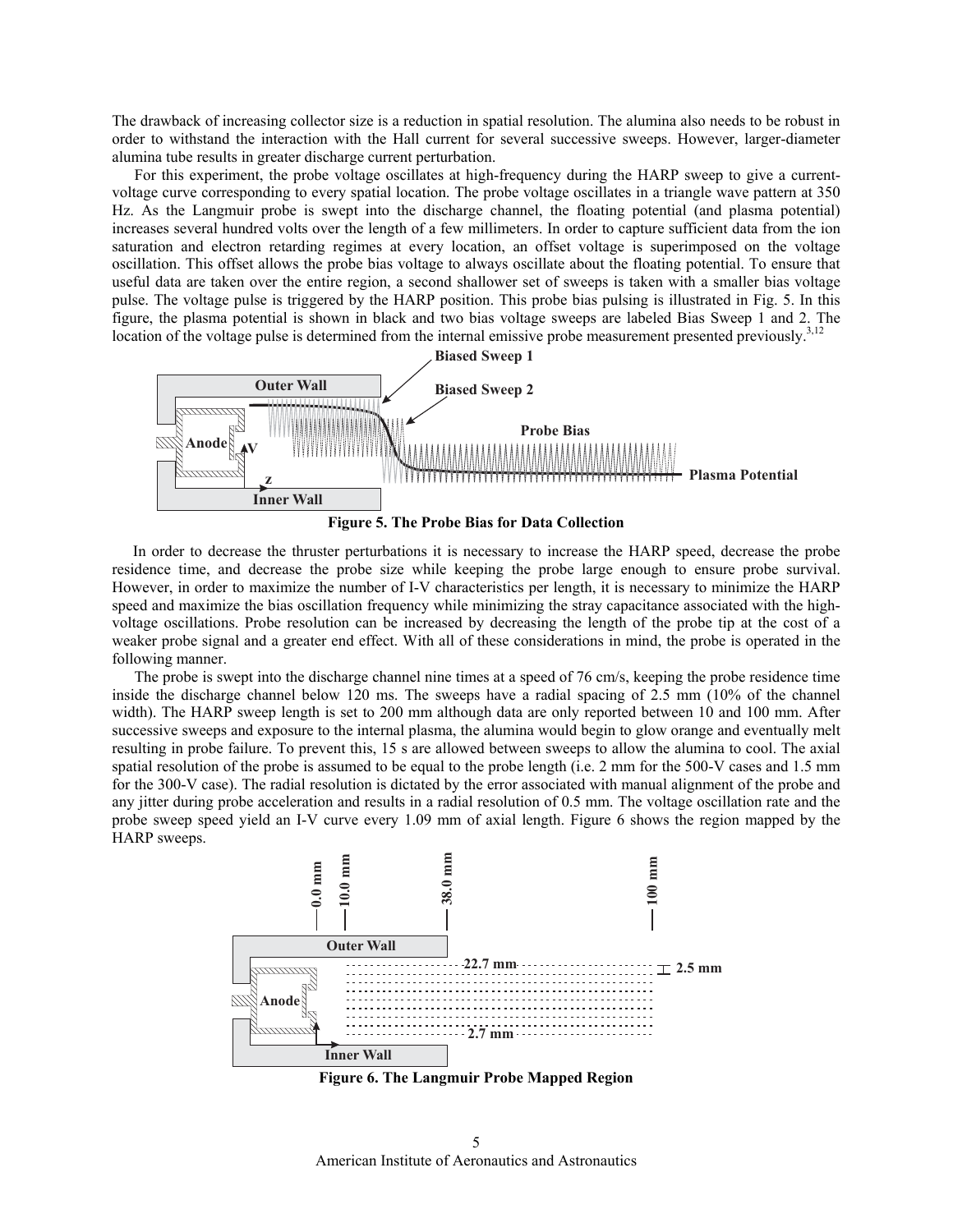The drawback of increasing collector size is a reduction in spatial resolution. The alumina also needs to be robust in order to withstand the interaction with the Hall current for several successive sweeps. However, larger-diameter alumina tube results in greater discharge current perturbation.

For this experiment, the probe voltage oscillates at high-frequency during the HARP sweep to give a current-voltage curve corresponding to every spatial location. The probe voltage oscillates in a triangle wave pattern at 350 Hz. As the Langmuir probe is swept into the discharge channel, the floating potential (and plasma potential) increases several hundred volts over the length of a few millimeters. In order to capture sufficient data from the ion saturation and electron retarding regimes at every location, an offset voltage is superimposed on the voltage oscillation. This offset allows the probe bias voltage to always oscillate about the floating potential. To ensure that useful data are taken over the entire region, a second shallower set of sweeps is taken with a smaller bias voltage pulse. The voltage pulse is triggered by the HARP position. This probe bias pulsing is illustrated in Fig. 5. In this figure, the plasma potential is shown in black and two bias voltage sweeps are labeled Bias Sweep 1 and 2. The location of the voltage pulse is determined from the internal emissive probe measurement presented previously.[3,12]

**Figure 5. The Probe Bias for Data Collection**

In order to decrease the thruster perturbations it is necessary to increase the HARP speed, decrease the probe residence time, and decrease the probe size while keeping the probe large enough to ensure probe survival. However, in order to maximize the number of I-V characteristics per length, it is necessary to minimize the HARP speed and maximize the bias oscillation frequency while minimizing the stray capacitance associated with the high-voltage oscillations. Probe resolution can be increased by decreasing the length of the probe tip at the cost of a weaker probe signal and a greater end effect. With all of these considerations in mind, the probe is operated in the following manner.

The probe is swept into the discharge channel nine times at a speed of 76 cm/s, keeping the probe residence time inside the discharge channel below 120 ms. The sweeps have a radial spacing of 2.5 mm (10% of the channel width). The HARP sweep length is set to 200 mm although data are only reported between 10 and 100 mm. After successive sweeps and exposure to the internal plasma, the alumina would begin to glow orange and eventually melt resulting in probe failure. To prevent this, 15 s are allowed between sweeps to allow the alumina to cool. The axial spatial resolution of the probe is assumed to be equal to the probe length (i.e. 2 mm for the 500-V cases and 1.5 mm for the 300-V case). The radial resolution is dictated by the error associated with manual alignment of the probe and any jitter during probe acceleration and results in a radial resolution of 0.5 mm. The voltage oscillation rate and the probe sweep speed yield an I-V curve every 1.09 mm of axial length. Figure 6 shows the region mapped by the HARP sweeps.

**Figure 6. The Langmuir Probe Mapped Region**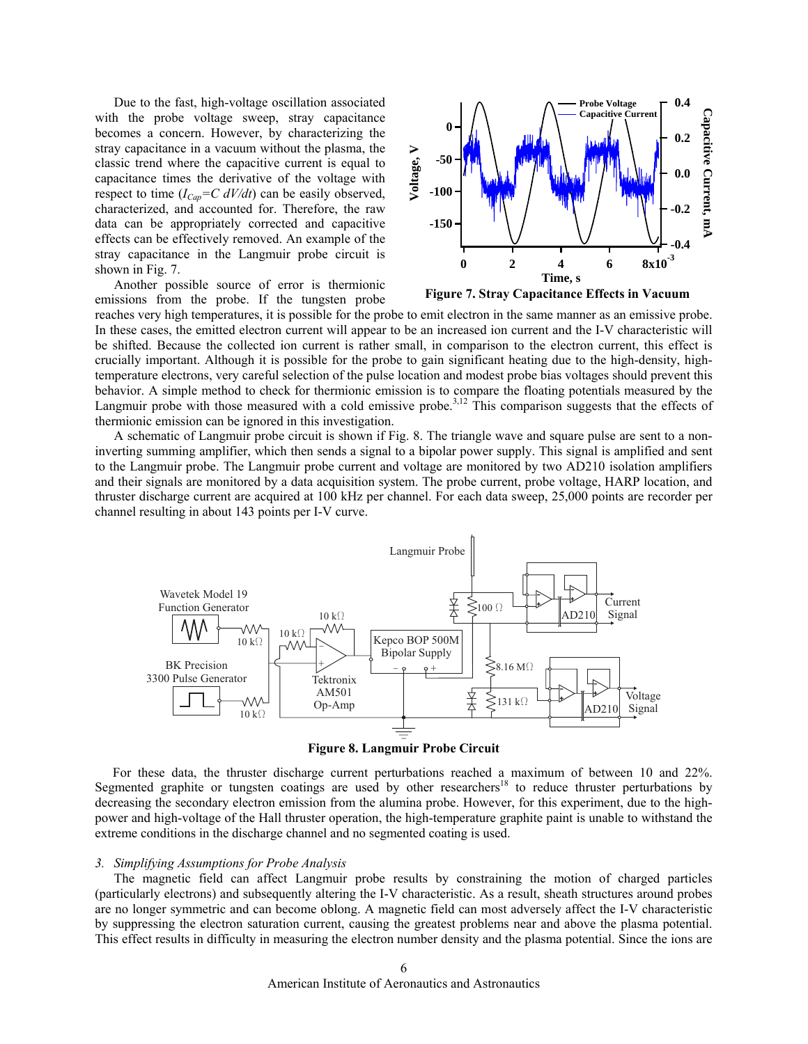Due to the fast, high-voltage oscillation associated with the probe voltage sweep, stray capacitance becomes a concern. However, by characterizing the stray capacitance in a vacuum without the plasma, the classic trend where the capacitive current is equal to capacitance times the derivative of the voltage with respect to time ($I_{Cap}=C\ dV/dt$) can be easily observed, characterized, and accounted for. Therefore, the raw data can be appropriately corrected and capacitive effects can be effectively removed. An example of the stray capacitance in the Langmuir probe circuit is shown in Fig. 7.

**Figure 7. Stray Capacitance Effects in Vacuum**

Another possible source of error is thermionic emissions from the probe. If the tungsten probe reaches very high temperatures, it is possible for the probe to emit electron in the same manner as an emissive probe. In these cases, the emitted electron current will appear to be an increased ion current and the I-V characteristic will be shifted. Because the collected ion current is rather small, in comparison to the electron current, this effect is crucially important. Although it is possible for the probe to gain significant heating due to the high-density, high-temperature electrons, very careful selection of the pulse location and modest probe bias voltages should prevent this behavior. A simple method to check for thermionic emission is to compare the floating potentials measured by the Langmuir probe with those measured with a cold emissive probe.[3,12] This comparison suggests that the effects of thermionic emission can be ignored in this investigation.

A schematic of Langmuir probe circuit is shown if Fig. 8. The triangle wave and square pulse are sent to a non-inverting summing amplifier, which then sends a signal to a bipolar power supply. This signal is amplified and sent to the Langmuir probe. The Langmuir probe current and voltage are monitored by two AD210 isolation amplifiers and their signals are monitored by a data acquisition system. The probe current, probe voltage, HARP location, and thruster discharge current are acquired at 100 kHz per channel. For each data sweep, 25,000 points are recorder per channel resulting in about 143 points per I-V curve.

**Figure 8. Langmuir Probe Circuit**

For these data, the thruster discharge current perturbations reached a maximum of between 10 and 22%. Segmented graphite or tungsten coatings are used by other researchers[18] to reduce thruster perturbations by decreasing the secondary electron emission from the alumina probe. However, for this experiment, due to the high-power and high-voltage of the Hall thruster operation, the high-temperature graphite paint is unable to withstand the extreme conditions in the discharge channel and no segmented coating is used.

### *3. Simplifying Assumptions for Probe Analysis*

The magnetic field can affect Langmuir probe results by constraining the motion of charged particles (particularly electrons) and subsequently altering the I-V characteristic. As a result, sheath structures around probes are no longer symmetric and can become oblong. A magnetic field can most adversely affect the I-V characteristic by suppressing the electron saturation current, causing the greatest problems near and above the plasma potential. This effect results in difficulty in measuring the electron number density and the plasma potential. Since the ions are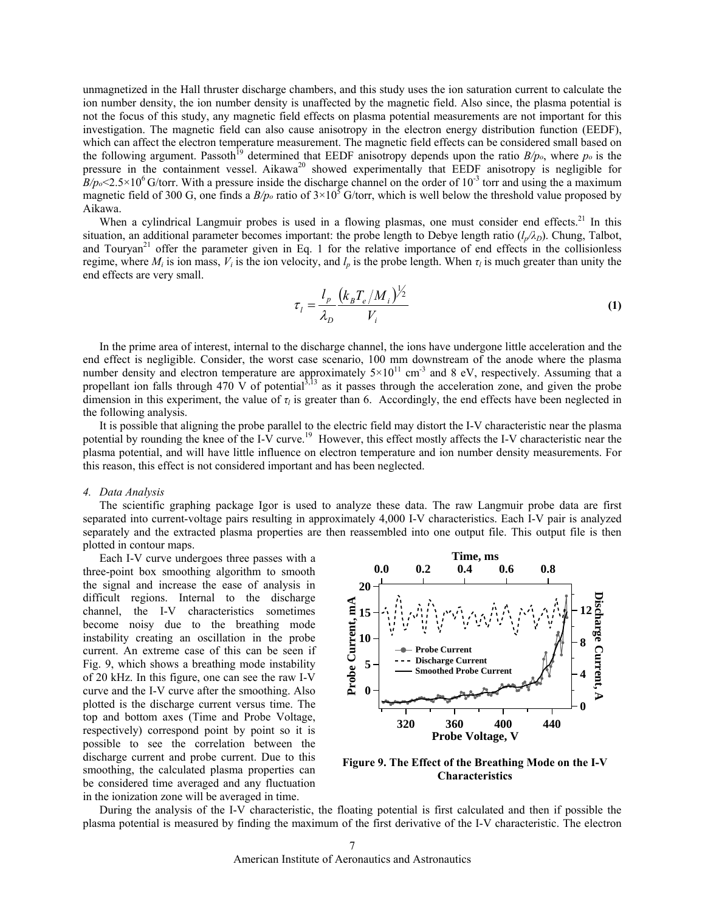unmagnetized in the Hall thruster discharge chambers, and this study uses the ion saturation current to calculate the ion number density, the ion number density is unaffected by the magnetic field. Also since, the plasma potential is not the focus of this study, any magnetic field effects on plasma potential measurements are not important for this investigation. The magnetic field can also cause anisotropy in the electron energy distribution function (EEDF), which can affect the electron temperature measurement. The magnetic field effects can be considered small based on the following argument. Passoth[19] determined that EEDF anisotropy depends upon the ratio $B/p_o$, where $p_o$ is the pressure in the containment vessel. Aikawa[20] showed experimentally that EEDF anisotropy is negligible for $B/p_o < 2.5\times10^6$ G/torr. With a pressure inside the discharge channel on the order of $10^{-3}$ torr and using the a maximum magnetic field of 300 G, one finds a $B/p_o$ ratio of $3\times10^5$ G/torr, which is well below the threshold value proposed by Aikawa.

When a cylindrical Langmuir probes is used in a flowing plasmas, one must consider end effects.[21] In this situation, an additional parameter becomes important: the probe length to Debye length ratio ($l_p/\lambda_D$). Chung, Talbot, and Touryan[21] offer the parameter given in Eq. 1 for the relative importance of end effects in the collisionless regime, where $M_i$ is ion mass, $V_i$ is the ion velocity, and $l_p$ is the probe length. When $\tau_l$ is much greater than unity the end effects are very small.

$$\tau_l = \frac{l_p}{\lambda_D}\frac{\left(k_B T_e / M_i\right)^{1/2}}{V_i} \tag{1}$$

In the prime area of interest, internal to the discharge channel, the ions have undergone little acceleration and the end effect is negligible. Consider, the worst case scenario, 100 mm downstream of the anode where the plasma number density and electron temperature are approximately $5\times10^{11}$ cm$^{-3}$ and 8 eV, respectively. Assuming that a propellant ion falls through 470 V of potential[3,13] as it passes through the acceleration zone, and given the probe dimension in this experiment, the value of $\tau_l$ is greater than 6. Accordingly, the end effects have been neglected in the following analysis.

It is possible that aligning the probe parallel to the electric field may distort the I-V characteristic near the plasma potential by rounding the knee of the I-V curve.[19] However, this effect mostly affects the I-V characteristic near the plasma potential, and will have little influence on electron temperature and ion number density measurements. For this reason, this effect is not considered important and has been neglected.

### *4. Data Analysis*

The scientific graphing package Igor is used to analyze these data. The raw Langmuir probe data are first separated into current-voltage pairs resulting in approximately 4,000 I-V characteristics. Each I-V pair is analyzed separately and the extracted plasma properties are then reassembled into one output file. This output file is then plotted in contour maps.

Each I-V curve undergoes three passes with a three-point box smoothing algorithm to smooth the signal and increase the ease of analysis in difficult regions. Internal to the discharge channel, the I-V characteristics sometimes become noisy due to the breathing mode instability creating an oscillation in the probe current. An extreme case of this can be seen if Fig. 9, which shows a breathing mode instability of 20 kHz. In this figure, one can see the raw I-V curve and the I-V curve after the smoothing. Also plotted is the discharge current versus time. The top and bottom axes (Time and Probe Voltage, respectively) correspond point by point so it is possible to see the correlation between the discharge current and probe current. Due to this smoothing, the calculated plasma properties can be considered time averaged and any fluctuation in the ionization zone will be averaged in time.

**Figure 9. The Effect of the Breathing Mode on the I-V Characteristics**

During the analysis of the I-V characteristic, the floating potential is first calculated and then if possible the plasma potential is measured by finding the maximum of the first derivative of the I-V characteristic. The electron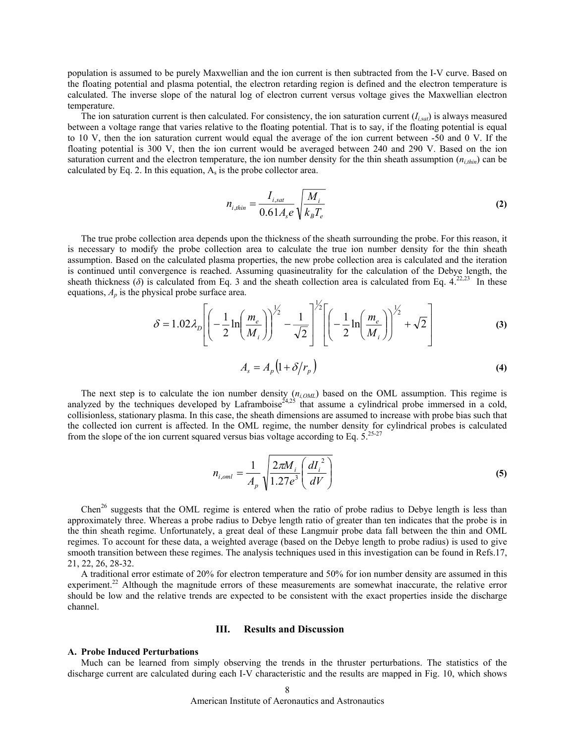population is assumed to be purely Maxwellian and the ion current is then subtracted from the I-V curve. Based on the floating potential and plasma potential, the electron retarding region is defined and the electron temperature is calculated. The inverse slope of the natural log of electron current versus voltage gives the Maxwellian electron temperature.

The ion saturation current is then calculated. For consistency, the ion saturation current ($I_{i,sat}$) is always measured between a voltage range that varies relative to the floating potential. That is to say, if the floating potential is equal to 10 V, then the ion saturation current would equal the average of the ion current between -50 and 0 V. If the floating potential is 300 V, then the ion current would be averaged between 240 and 290 V. Based on the ion saturation current and the electron temperature, the ion number density for the thin sheath assumption ($n_{i,thin}$) can be calculated by Eq. 2. In this equation, $A_s$ is the probe collector area.

$$n_{i,thin} = \frac{I_{i,sat}}{0.61 A_s e} \sqrt{\frac{M_i}{k_B T_e}} \tag{2}$$

The true probe collection area depends upon the thickness of the sheath surrounding the probe. For this reason, it is necessary to modify the probe collection area to calculate the true ion number density for the thin sheath assumption. Based on the calculated plasma properties, the new probe collection area is calculated and the iteration is continued until convergence is reached. Assuming quasineutrality for the calculation of the Debye length, the sheath thickness ($\delta$) is calculated from Eq. 3 and the sheath collection area is calculated from Eq. 4.[22,23] In these equations, $A_p$ is the physical probe surface area.

$$\delta = 1.02 \lambda_D \left[ \left( -\frac{1}{2} \ln\left( \frac{m_e}{M_i} \right) \right)^{1/2} - \frac{1}{\sqrt{2}} \right]^{1/2} \left[ \left( -\frac{1}{2} \ln\left( \frac{m_e}{M_i} \right) \right)^{1/2} + \sqrt{2} \right] \tag{3}$$

$$A_s = A_p \left( 1 + \delta / r_p \right) \tag{4}$$

The next step is to calculate the ion number density ($n_{i,OML}$) based on the OML assumption. This regime is analyzed by the techniques developed by Laframboise[24,25] that assume a cylindrical probe immersed in a cold, collisionless, stationary plasma. In this case, the sheath dimensions are assumed to increase with probe bias such that the collected ion current is affected. In the OML regime, the number density for cylindrical probes is calculated from the slope of the ion current squared versus bias voltage according to Eq. 5.[25-27]

$$n_{i,oml} = \frac{1}{A_p} \sqrt{\frac{2\pi M_i}{1.27 e^3} \left( \frac{dI_i^{\,2}}{dV} \right)} \tag{5}$$

Chen[26] suggests that the OML regime is entered when the ratio of probe radius to Debye length is less than approximately three. Whereas a probe radius to Debye length ratio of greater than ten indicates that the probe is in the thin sheath regime. Unfortunately, a great deal of these Langmuir probe data fall between the thin and OML regimes. To account for these data, a weighted average (based on the Debye length to probe radius) is used to give smooth transition between these regimes. The analysis techniques used in this investigation can be found in Refs.17, 21, 22, 26, 28-32.

A traditional error estimate of 20% for electron temperature and 50% for ion number density are assumed in this experiment.[22] Although the magnitude errors of these measurements are somewhat inaccurate, the relative error should be low and the relative trends are expected to be consistent with the exact properties inside the discharge channel.

## III. Results and Discussion

### A. Probe Induced Perturbations

Much can be learned from simply observing the trends in the thruster perturbations. The statistics of the discharge current are calculated during each I-V characteristic and the results are mapped in Fig. 10, which shows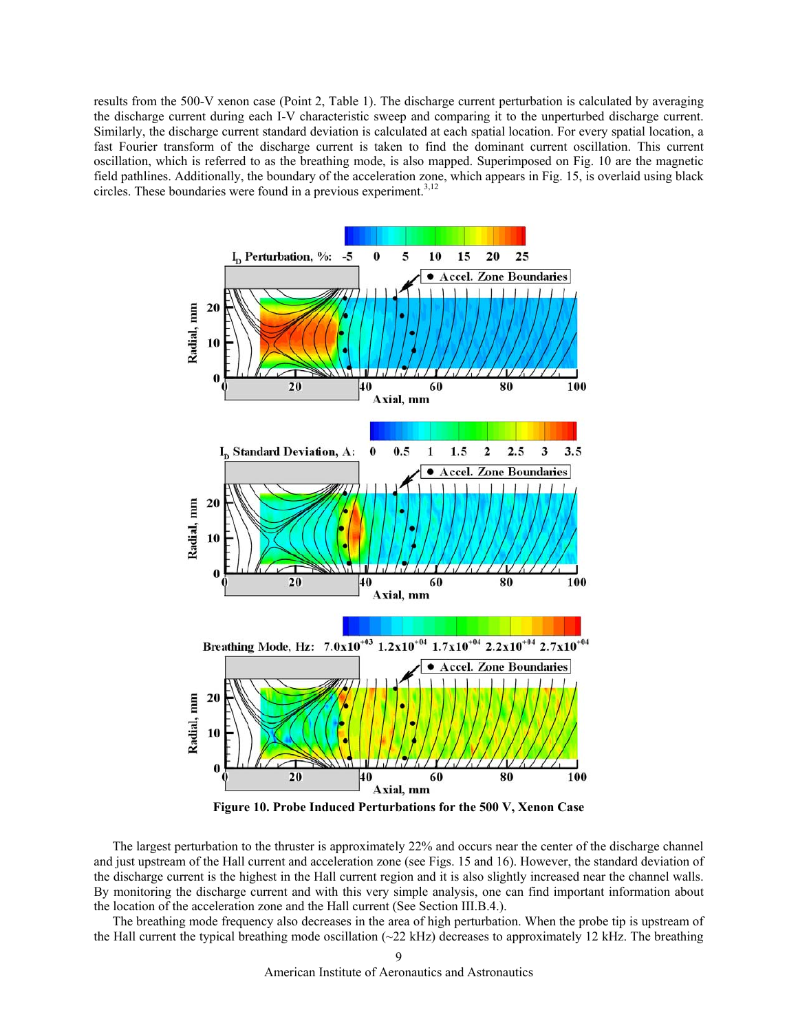results from the 500-V xenon case (Point 2, Table 1). The discharge current perturbation is calculated by averaging the discharge current during each I-V characteristic sweep and comparing it to the unperturbed discharge current. Similarly, the discharge current standard deviation is calculated at each spatial location. For every spatial location, a fast Fourier transform of the discharge current is taken to find the dominant current oscillation. This current oscillation, which is referred to as the breathing mode, is also mapped. Superimposed on Fig. 10 are the magnetic field pathlines. Additionally, the boundary of the acceleration zone, which appears in Fig. 15, is overlaid using black circles. These boundaries were found in a previous experiment.[3,12]

**Figure 10. Probe Induced Perturbations for the 500 V, Xenon Case**

The largest perturbation to the thruster is approximately 22% and occurs near the center of the discharge channel and just upstream of the Hall current and acceleration zone (see Figs. 15 and 16). However, the standard deviation of the discharge current is the highest in the Hall current region and it is also slightly increased near the channel walls. By monitoring the discharge current and with this very simple analysis, one can find important information about the location of the acceleration zone and the Hall current (See Section III.B.4.).

The breathing mode frequency also decreases in the area of high perturbation. When the probe tip is upstream of the Hall current the typical breathing mode oscillation (~22 kHz) decreases to approximately 12 kHz. The breathing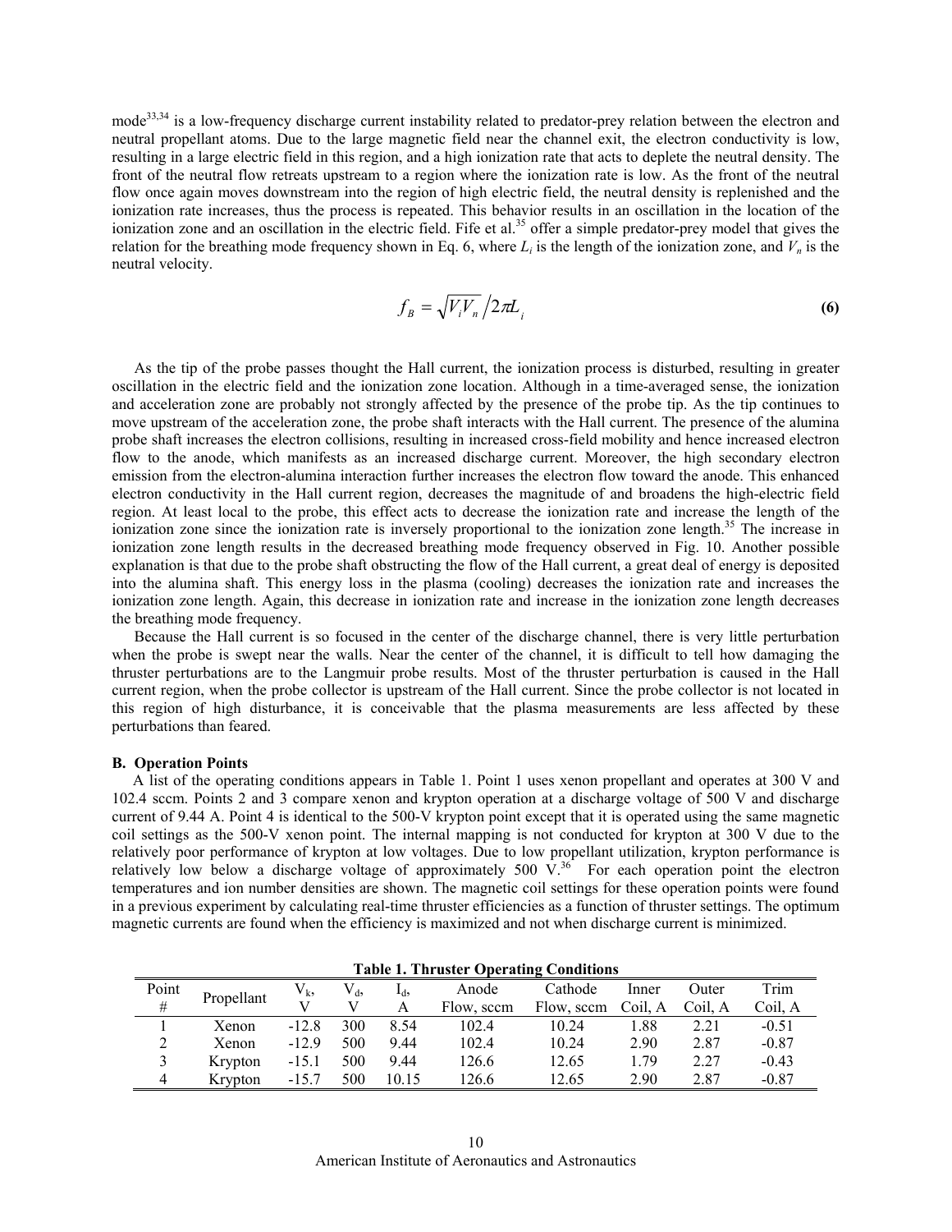mode[33,34] is a low-frequency discharge current instability related to predator-prey relation between the electron and neutral propellant atoms. Due to the large magnetic field near the channel exit, the electron conductivity is low, resulting in a large electric field in this region, and a high ionization rate that acts to deplete the neutral density. The front of the neutral flow retreats upstream to a region where the ionization rate is low. As the front of the neutral flow once again moves downstream into the region of high electric field, the neutral density is replenished and the ionization rate increases, thus the process is repeated. This behavior results in an oscillation in the location of the ionization zone and an oscillation in the electric field. Fife et al.[35] offer a simple predator-prey model that gives the relation for the breathing mode frequency shown in Eq. 6, where $L_i$ is the length of the ionization zone, and $V_n$ is the neutral velocity.

$$f_B = \sqrt{V_i V_n} / 2\pi L_i \tag{6}$$

As the tip of the probe passes thought the Hall current, the ionization process is disturbed, resulting in greater oscillation in the electric field and the ionization zone location. Although in a time-averaged sense, the ionization and acceleration zone are probably not strongly affected by the presence of the probe tip. As the tip continues to move upstream of the acceleration zone, the probe shaft interacts with the Hall current. The presence of the alumina probe shaft increases the electron collisions, resulting in increased cross-field mobility and hence increased electron flow to the anode, which manifests as an increased discharge current. Moreover, the high secondary electron emission from the electron-alumina interaction further increases the electron flow toward the anode. This enhanced electron conductivity in the Hall current region, decreases the magnitude of and broadens the high-electric field region. At least local to the probe, this effect acts to decrease the ionization rate and increase the length of the ionization zone since the ionization rate is inversely proportional to the ionization zone length.[35] The increase in ionization zone length results in the decreased breathing mode frequency observed in Fig. 10. Another possible explanation is that due to the probe shaft obstructing the flow of the Hall current, a great deal of energy is deposited into the alumina shaft. This energy loss in the plasma (cooling) decreases the ionization rate and increases the ionization zone length. Again, this decrease in ionization rate and increase in the ionization zone length decreases the breathing mode frequency.

Because the Hall current is so focused in the center of the discharge channel, there is very little perturbation when the probe is swept near the walls. Near the center of the channel, it is difficult to tell how damaging the thruster perturbations are to the Langmuir probe results. Most of the thruster perturbation is caused in the Hall current region, when the probe collector is upstream of the Hall current. Since the probe collector is not located in this region of high disturbance, it is conceivable that the plasma measurements are less affected by these perturbations than feared.

### B. Operation Points

A list of the operating conditions appears in Table 1. Point 1 uses xenon propellant and operates at 300 V and 102.4 sccm. Points 2 and 3 compare xenon and krypton operation at a discharge voltage of 500 V and discharge current of 9.44 A. Point 4 is identical to the 500-V krypton point except that it is operated using the same magnetic coil settings as the 500-V xenon point. The internal mapping is not conducted for krypton at 300 V due to the relatively poor performance of krypton at low voltages. Due to low propellant utilization, krypton performance is relatively low below a discharge voltage of approximately 500 V.[36] For each operation point the electron temperatures and ion number densities are shown. The magnetic coil settings for these operation points were found in a previous experiment by calculating real-time thruster efficiencies as a function of thruster settings. The optimum magnetic currents are found when the efficiency is maximized and not when discharge current is minimized.

**Table 1. Thruster Operating Conditions**

| Point # | Propellant | $V_k$, V | $V_d$, V | $I_d$, A | Anode Flow, sccm | Cathode Flow, sccm | Inner Coil, A | Outer Coil, A | Trim Coil, A |
|---|---|---|---|---|---|---|---|---|---|
| 1 | Xenon | -12.8 | 300 | 8.54 | 102.4 | 10.24 | 1.88 | 2.21 | -0.51 |
| 2 | Xenon | -12.9 | 500 | 9.44 | 102.4 | 10.24 | 2.90 | 2.87 | -0.87 |
| 3 | Krypton | -15.1 | 500 | 9.44 | 126.6 | 12.65 | 1.79 | 2.27 | -0.43 |
| 4 | Krypton | -15.7 | 500 | 10.15 | 126.6 | 12.65 | 2.90 | 2.87 | -0.87 |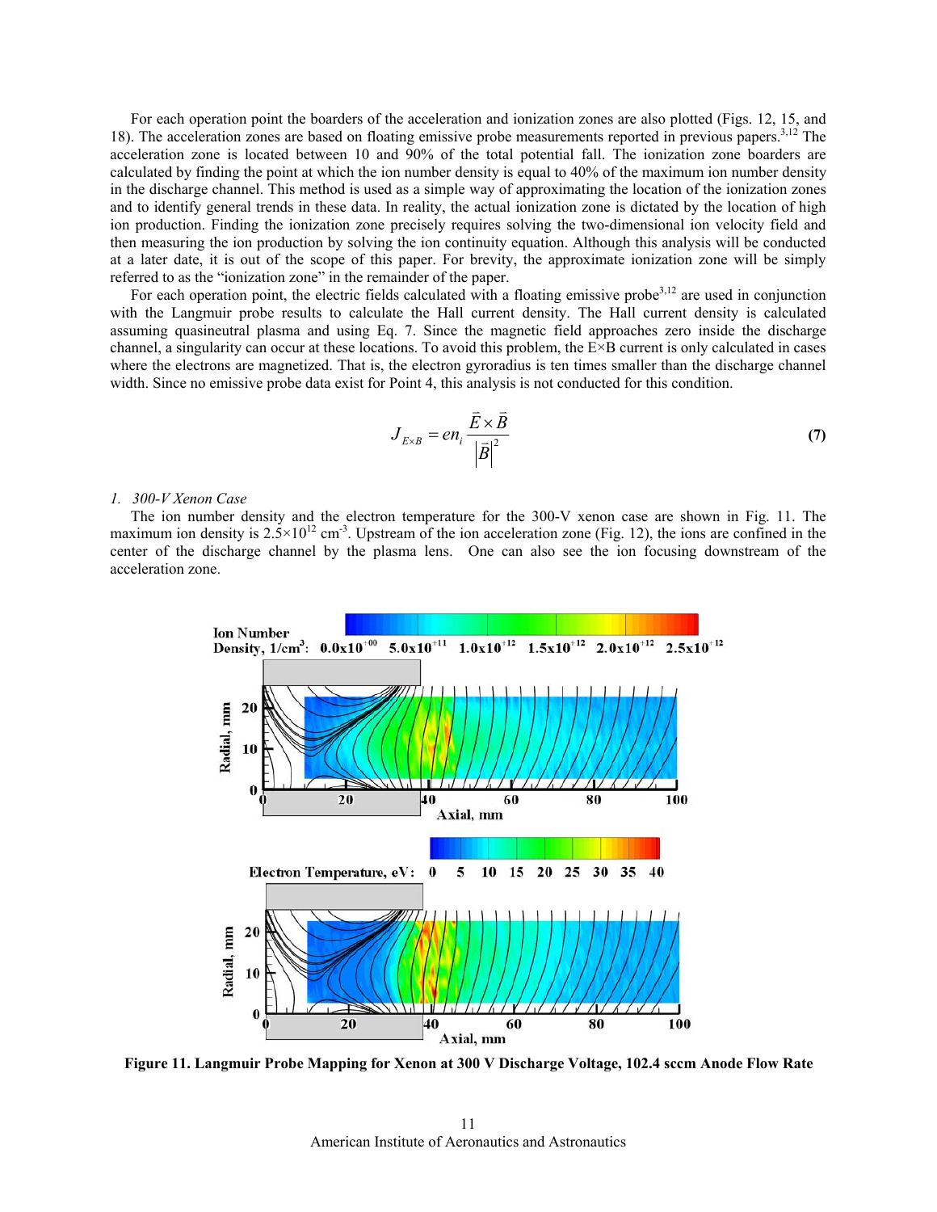For each operation point the boarders of the acceleration and ionization zones are also plotted (Figs. 12, 15, and 18). The acceleration zones are based on floating emissive probe measurements reported in previous papers.[3,12] The acceleration zone is located between 10 and 90% of the total potential fall. The ionization zone boarders are calculated by finding the point at which the ion number density is equal to 40% of the maximum ion number density in the discharge channel. This method is used as a simple way of approximating the location of the ionization zones and to identify general trends in these data. In reality, the actual ionization zone is dictated by the location of high ion production. Finding the ionization zone precisely requires solving the two-dimensional ion velocity field and then measuring the ion production by solving the ion continuity equation. Although this analysis will be conducted at a later date, it is out of the scope of this paper. For brevity, the approximate ionization zone will be simply referred to as the "ionization zone" in the remainder of the paper.

For each operation point, the electric fields calculated with a floating emissive probe[3,12] are used in conjunction with the Langmuir probe results to calculate the Hall current density. The Hall current density is calculated assuming quasineutral plasma and using Eq. 7. Since the magnetic field approaches zero inside the discharge channel, a singularity can occur at these locations. To avoid this problem, the E×B current is only calculated in cases where the electrons are magnetized. That is, the electron gyroradius is ten times smaller than the discharge channel width. Since no emissive probe data exist for Point 4, this analysis is not conducted for this condition.

$$J_{E\times B} = en_i \frac{\vec{E}\times\vec{B}}{\left|\vec{B}\right|^2} \tag{7}$$

*1. 300-V Xenon Case*

The ion number density and the electron temperature for the 300-V xenon case are shown in Fig. 11. The maximum ion density is $2.5\times10^{12}$ cm$^{-3}$. Upstream of the ion acceleration zone (Fig. 12), the ions are confined in the center of the discharge channel by the plasma lens. One can also see the ion focusing downstream of the acceleration zone.

**Figure 11. Langmuir Probe Mapping for Xenon at 300 V Discharge Voltage, 102.4 sccm Anode Flow Rate**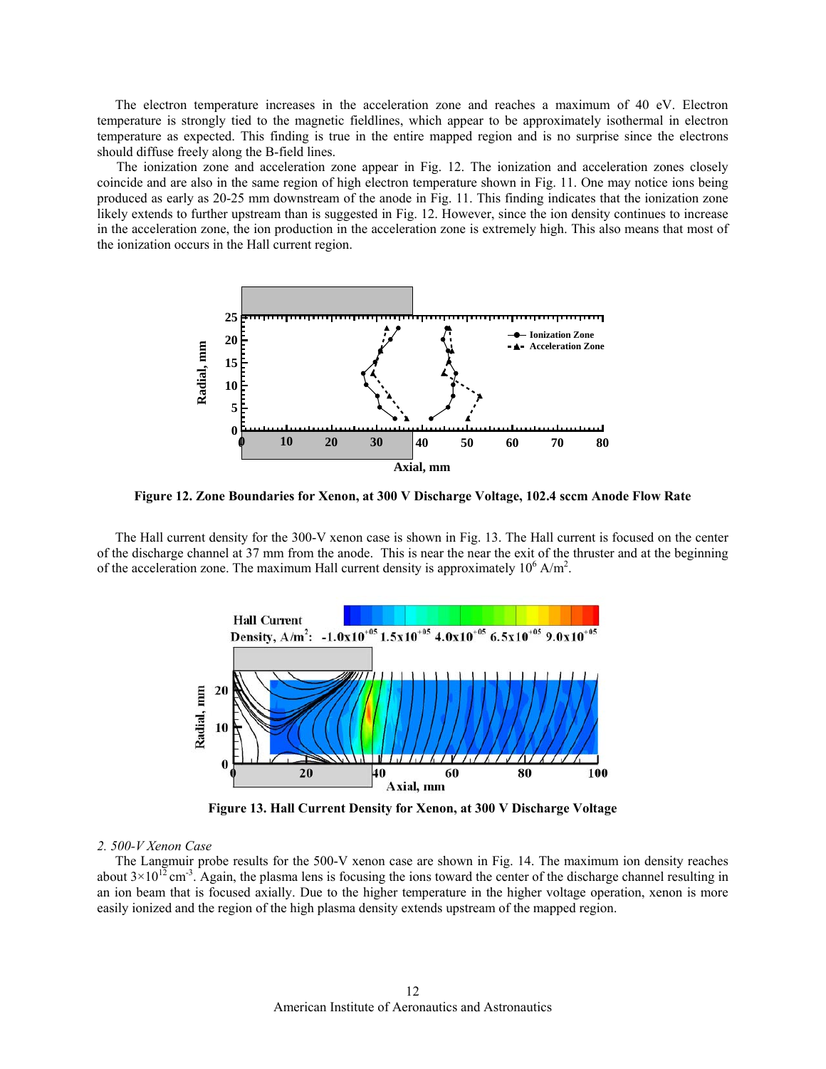The electron temperature increases in the acceleration zone and reaches a maximum of 40 eV. Electron temperature is strongly tied to the magnetic fieldlines, which appear to be approximately isothermal in electron temperature as expected. This finding is true in the entire mapped region and is no surprise since the electrons should diffuse freely along the B-field lines.

The ionization zone and acceleration zone appear in Fig. 12. The ionization and acceleration zones closely coincide and are also in the same region of high electron temperature shown in Fig. 11. One may notice ions being produced as early as 20-25 mm downstream of the anode in Fig. 11. This finding indicates that the ionization zone likely extends to further upstream than is suggested in Fig. 12. However, since the ion density continues to increase in the acceleration zone, the ion production in the acceleration zone is extremely high. This also means that most of the ionization occurs in the Hall current region.

**Figure 12. Zone Boundaries for Xenon, at 300 V Discharge Voltage, 102.4 sccm Anode Flow Rate**

The Hall current density for the 300-V xenon case is shown in Fig. 13. The Hall current is focused on the center of the discharge channel at 37 mm from the anode. This is near the near the exit of the thruster and at the beginning of the acceleration zone. The maximum Hall current density is approximately $10^6$ A/m$^2$.

**Figure 13. Hall Current Density for Xenon, at 300 V Discharge Voltage**

*2. 500-V Xenon Case*

The Langmuir probe results for the 500-V xenon case are shown in Fig. 14. The maximum ion density reaches about $3\times10^{12}$ cm$^{-3}$. Again, the plasma lens is focusing the ions toward the center of the discharge channel resulting in an ion beam that is focused axially. Due to the higher temperature in the higher voltage operation, xenon is more easily ionized and the region of the high plasma density extends upstream of the mapped region.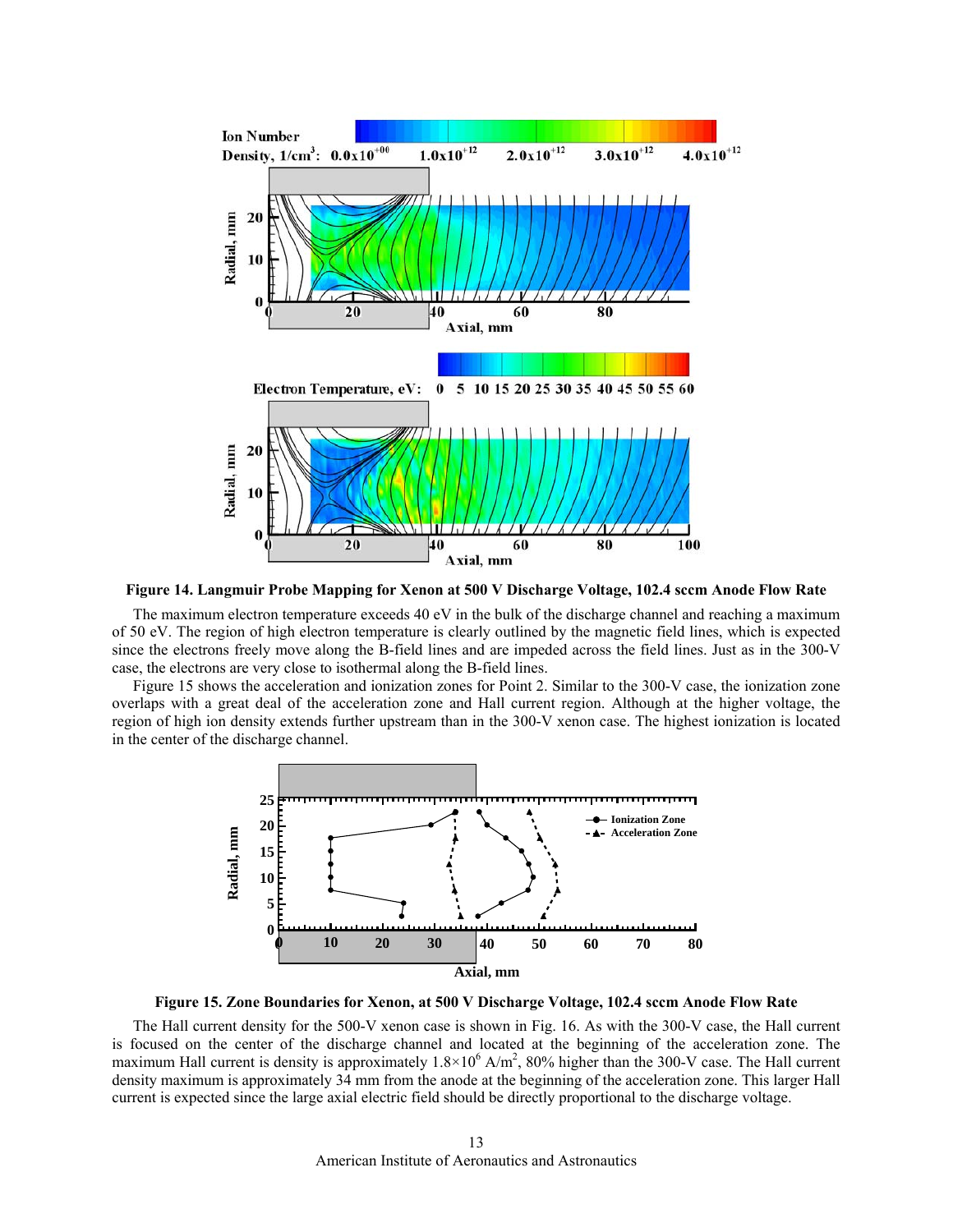**Figure 14. Langmuir Probe Mapping for Xenon at 500 V Discharge Voltage, 102.4 sccm Anode Flow Rate**

The maximum electron temperature exceeds 40 eV in the bulk of the discharge channel and reaching a maximum of 50 eV. The region of high electron temperature is clearly outlined by the magnetic field lines, which is expected since the electrons freely move along the B-field lines and are impeded across the field lines. Just as in the 300-V case, the electrons are very close to isothermal along the B-field lines.

Figure 15 shows the acceleration and ionization zones for Point 2. Similar to the 300-V case, the ionization zone overlaps with a great deal of the acceleration zone and Hall current region. Although at the higher voltage, the region of high ion density extends further upstream than in the 300-V xenon case. The highest ionization is located in the center of the discharge channel.

**Figure 15. Zone Boundaries for Xenon, at 500 V Discharge Voltage, 102.4 sccm Anode Flow Rate**

The Hall current density for the 500-V xenon case is shown in Fig. 16. As with the 300-V case, the Hall current is focused on the center of the discharge channel and located at the beginning of the acceleration zone. The maximum Hall current is density is approximately $1.8\times10^{6}$ A/m$^2$, 80% higher than the 300-V case. The Hall current density maximum is approximately 34 mm from the anode at the beginning of the acceleration zone. This larger Hall current is expected since the large axial electric field should be directly proportional to the discharge voltage.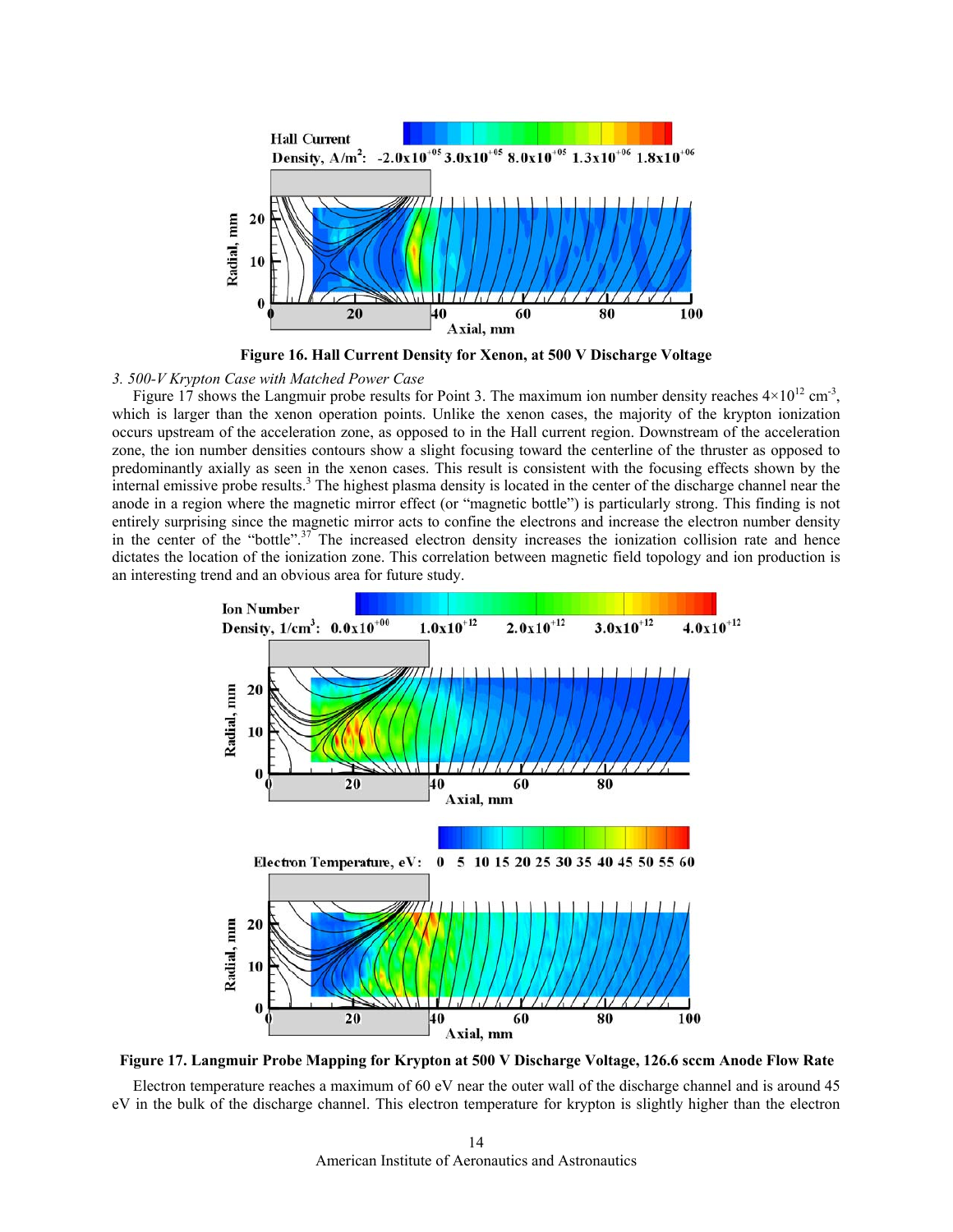Figure 16. Hall Current Density for Xenon, at 500 V Discharge Voltage

*3. 500-V Krypton Case with Matched Power Case*

Figure 17 shows the Langmuir probe results for Point 3. The maximum ion number density reaches $4 \times 10^{12}$ cm$^{-3}$, which is larger than the xenon operation points. Unlike the xenon cases, the majority of the krypton ionization occurs upstream of the acceleration zone, as opposed to in the Hall current region. Downstream of the acceleration zone, the ion number densities contours show a slight focusing toward the centerline of the thruster as opposed to predominantly axially as seen in the xenon cases. This result is consistent with the focusing effects shown by the internal emissive probe results.[3] The highest plasma density is located in the center of the discharge channel near the anode in a region where the magnetic mirror effect (or "magnetic bottle") is particularly strong. This finding is not entirely surprising since the magnetic mirror acts to confine the electrons and increase the electron number density in the center of the "bottle".[37] The increased electron density increases the ionization collision rate and hence dictates the location of the ionization zone. This correlation between magnetic field topology and ion production is an interesting trend and an obvious area for future study.

Figure 17. Langmuir Probe Mapping for Krypton at 500 V Discharge Voltage, 126.6 sccm Anode Flow Rate

Electron temperature reaches a maximum of 60 eV near the outer wall of the discharge channel and is around 45 eV in the bulk of the discharge channel. This electron temperature for krypton is slightly higher than the electron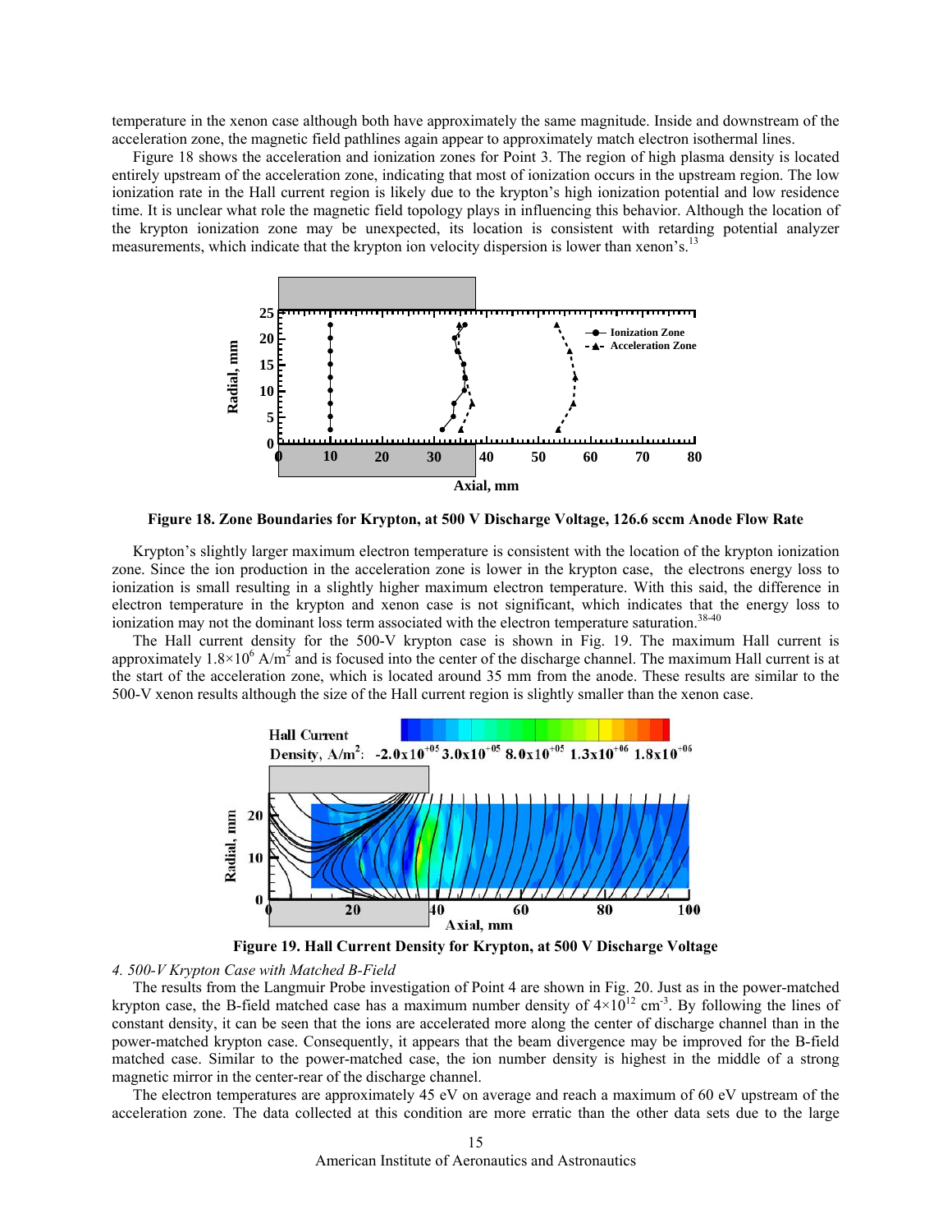temperature in the xenon case although both have approximately the same magnitude. Inside and downstream of the acceleration zone, the magnetic field pathlines again appear to approximately match electron isothermal lines.

Figure 18 shows the acceleration and ionization zones for Point 3. The region of high plasma density is located entirely upstream of the acceleration zone, indicating that most of ionization occurs in the upstream region. The low ionization rate in the Hall current region is likely due to the krypton's high ionization potential and low residence time. It is unclear what role the magnetic field topology plays in influencing this behavior. Although the location of the krypton ionization zone may be unexpected, its location is consistent with retarding potential analyzer measurements, which indicate that the krypton ion velocity dispersion is lower than xenon's.[13]

**Figure 18. Zone Boundaries for Krypton, at 500 V Discharge Voltage, 126.6 sccm Anode Flow Rate**

Krypton's slightly larger maximum electron temperature is consistent with the location of the krypton ionization zone. Since the ion production in the acceleration zone is lower in the krypton case, the electrons energy loss to ionization is small resulting in a slightly higher maximum electron temperature. With this said, the difference in electron temperature in the krypton and xenon case is not significant, which indicates that the energy loss to ionization may not the dominant loss term associated with the electron temperature saturation.[38-40]

The Hall current density for the 500-V krypton case is shown in Fig. 19. The maximum Hall current is approximately $1.8\times10^6$ A/m$^2$ and is focused into the center of the discharge channel. The maximum Hall current is at the start of the acceleration zone, which is located around 35 mm from the anode. These results are similar to the 500-V xenon results although the size of the Hall current region is slightly smaller than the xenon case.

**Figure 19. Hall Current Density for Krypton, at 500 V Discharge Voltage**

*4. 500-V Krypton Case with Matched B-Field*

The results from the Langmuir Probe investigation of Point 4 are shown in Fig. 20. Just as in the power-matched krypton case, the B-field matched case has a maximum number density of $4\times10^{12}$ cm$^{-3}$. By following the lines of constant density, it can be seen that the ions are accelerated more along the center of discharge channel than in the power-matched krypton case. Consequently, it appears that the beam divergence may be improved for the B-field matched case. Similar to the power-matched case, the ion number density is highest in the middle of a strong magnetic mirror in the center-rear of the discharge channel.

The electron temperatures are approximately 45 eV on average and reach a maximum of 60 eV upstream of the acceleration zone. The data collected at this condition are more erratic than the other data sets due to the large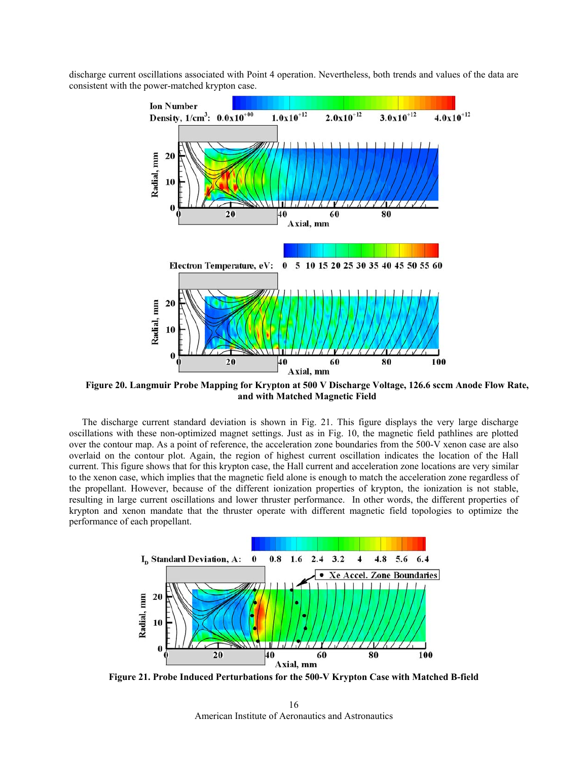discharge current oscillations associated with Point 4 operation. Nevertheless, both trends and values of the data are consistent with the power-matched krypton case.

**Figure 20. Langmuir Probe Mapping for Krypton at 500 V Discharge Voltage, 126.6 sccm Anode Flow Rate, and with Matched Magnetic Field**

The discharge current standard deviation is shown in Fig. 21. This figure displays the very large discharge oscillations with these non-optimized magnet settings. Just as in Fig. 10, the magnetic field pathlines are plotted over the contour map. As a point of reference, the acceleration zone boundaries from the 500-V xenon case are also overlaid on the contour plot. Again, the region of highest current oscillation indicates the location of the Hall current. This figure shows that for this krypton case, the Hall current and acceleration zone locations are very similar to the xenon case, which implies that the magnetic field alone is enough to match the acceleration zone regardless of the propellant. However, because of the different ionization properties of krypton, the ionization is not stable, resulting in large current oscillations and lower thruster performance. In other words, the different properties of krypton and xenon mandate that the thruster operate with different magnetic field topologies to optimize the performance of each propellant.

**Figure 21. Probe Induced Perturbations for the 500-V Krypton Case with Matched B-field**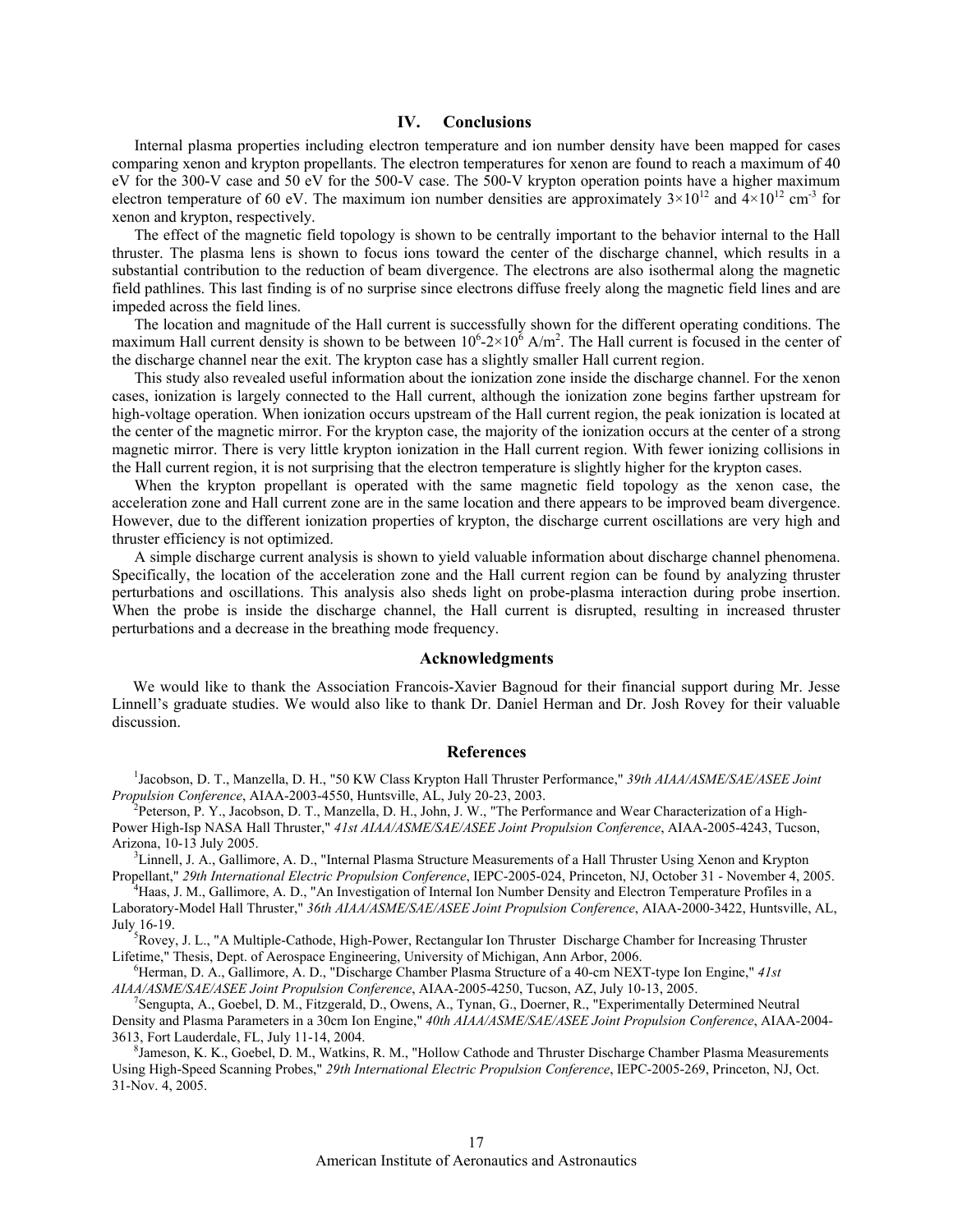## IV. Conclusions

Internal plasma properties including electron temperature and ion number density have been mapped for cases comparing xenon and krypton propellants. The electron temperatures for xenon are found to reach a maximum of 40 eV for the 300-V case and 50 eV for the 500-V case. The 500-V krypton operation points have a higher maximum electron temperature of 60 eV. The maximum ion number densities are approximately $3\times10^{12}$ and $4\times10^{12}$ $cm^{-3}$ for xenon and krypton, respectively.

The effect of the magnetic field topology is shown to be centrally important to the behavior internal to the Hall thruster. The plasma lens is shown to focus ions toward the center of the discharge channel, which results in a substantial contribution to the reduction of beam divergence. The electrons are also isothermal along the magnetic field pathlines. This last finding is of no surprise since electrons diffuse freely along the magnetic field lines and are impeded across the field lines.

The location and magnitude of the Hall current is successfully shown for the different operating conditions. The maximum Hall current density is shown to be between $10^6$-$2\times10^6$ $A/m^2$. The Hall current is focused in the center of the discharge channel near the exit. The krypton case has a slightly smaller Hall current region.

This study also revealed useful information about the ionization zone inside the discharge channel. For the xenon cases, ionization is largely connected to the Hall current, although the ionization zone begins farther upstream for high-voltage operation. When ionization occurs upstream of the Hall current region, the peak ionization is located at the center of the magnetic mirror. For the krypton case, the majority of the ionization occurs at the center of a strong magnetic mirror. There is very little krypton ionization in the Hall current region. With fewer ionizing collisions in the Hall current region, it is not surprising that the electron temperature is slightly higher for the krypton cases.

When the krypton propellant is operated with the same magnetic field topology as the xenon case, the acceleration zone and Hall current zone are in the same location and there appears to be improved beam divergence. However, due to the different ionization properties of krypton, the discharge current oscillations are very high and thruster efficiency is not optimized.

A simple discharge current analysis is shown to yield valuable information about discharge channel phenomena. Specifically, the location of the acceleration zone and the Hall current region can be found by analyzing thruster perturbations and oscillations. This analysis also sheds light on probe-plasma interaction during probe insertion. When the probe is inside the discharge channel, the Hall current is disrupted, resulting in increased thruster perturbations and a decrease in the breathing mode frequency.

## Acknowledgments

We would like to thank the Association Francois-Xavier Bagnoud for their financial support during Mr. Jesse Linnell's graduate studies. We would also like to thank Dr. Daniel Herman and Dr. Josh Rovey for their valuable discussion.

## References

[1]Jacobson, D. T., Manzella, D. H., "50 KW Class Krypton Hall Thruster Performance," *39th AIAA/ASME/SAE/ASEE Joint Propulsion Conference*, AIAA-2003-4550, Huntsville, AL, July 20-23, 2003.

[2]Peterson, P. Y., Jacobson, D. T., Manzella, D. H., John, J. W., "The Performance and Wear Characterization of a High-Power High-Isp NASA Hall Thruster," *41st AIAA/ASME/SAE/ASEE Joint Propulsion Conference*, AIAA-2005-4243, Tucson, Arizona, 10-13 July 2005.

[3]Linnell, J. A., Gallimore, A. D., "Internal Plasma Structure Measurements of a Hall Thruster Using Xenon and Krypton Propellant," *29th International Electric Propulsion Conference*, IEPC-2005-024, Princeton, NJ, October 31 - November 4, 2005.

[4]Haas, J. M., Gallimore, A. D., "An Investigation of Internal Ion Number Density and Electron Temperature Profiles in a Laboratory-Model Hall Thruster," *36th AIAA/ASME/SAE/ASEE Joint Propulsion Conference*, AIAA-2000-3422, Huntsville, AL, July 16-19.

[5]Rovey, J. L., "A Multiple-Cathode, High-Power, Rectangular Ion Thruster Discharge Chamber for Increasing Thruster Lifetime," Thesis, Dept. of Aerospace Engineering, University of Michigan, Ann Arbor, 2006.

[6]Herman, D. A., Gallimore, A. D., "Discharge Chamber Plasma Structure of a 40-cm NEXT-type Ion Engine," *41st AIAA/ASME/SAE/ASEE Joint Propulsion Conference*, AIAA-2005-4250, Tucson, AZ, July 10-13, 2005.

[7]Sengupta, A., Goebel, D. M., Fitzgerald, D., Owens, A., Tynan, G., Doerner, R., "Experimentally Determined Neutral Density and Plasma Parameters in a 30cm Ion Engine," *40th AIAA/ASME/SAE/ASEE Joint Propulsion Conference*, AIAA-2004-3613, Fort Lauderdale, FL, July 11-14, 2004.

[8]Jameson, K. K., Goebel, D. M., Watkins, R. M., "Hollow Cathode and Thruster Discharge Chamber Plasma Measurements Using High-Speed Scanning Probes," *29th International Electric Propulsion Conference*, IEPC-2005-269, Princeton, NJ, Oct. 31-Nov. 4, 2005.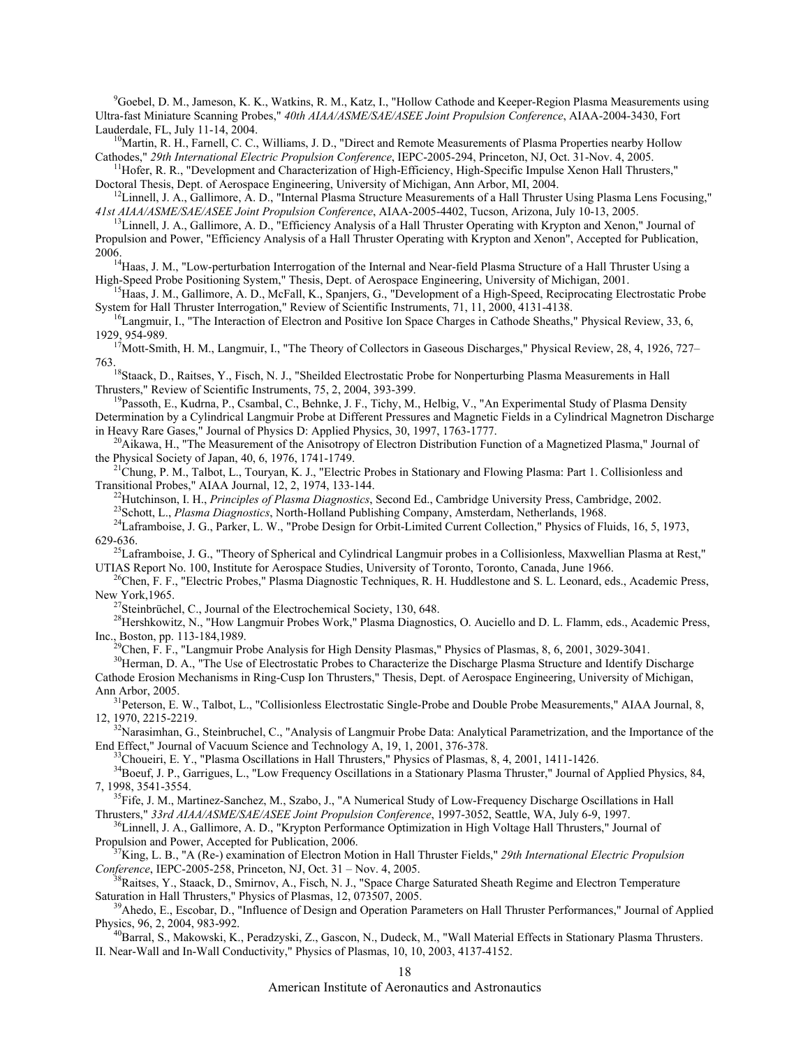[9]Goebel, D. M., Jameson, K. K., Watkins, R. M., Katz, I., "Hollow Cathode and Keeper-Region Plasma Measurements using Ultra-fast Miniature Scanning Probes," *40th AIAA/ASME/SAE/ASEE Joint Propulsion Conference*, AIAA-2004-3430, Fort Lauderdale, FL, July 11-14, 2004.

[10]Martin, R. H., Farnell, C. C., Williams, J. D., "Direct and Remote Measurements of Plasma Properties nearby Hollow Cathodes," *29th International Electric Propulsion Conference*, IEPC-2005-294, Princeton, NJ, Oct. 31-Nov. 4, 2005.

[11]Hofer, R. R., "Development and Characterization of High-Efficiency, High-Specific Impulse Xenon Hall Thrusters," Doctoral Thesis, Dept. of Aerospace Engineering, University of Michigan, Ann Arbor, MI, 2004.

[12]Linnell, J. A., Gallimore, A. D., "Internal Plasma Structure Measurements of a Hall Thruster Using Plasma Lens Focusing," *41st AIAA/ASME/SAE/ASEE Joint Propulsion Conference*, AIAA-2005-4402, Tucson, Arizona, July 10-13, 2005.

[13]Linnell, J. A., Gallimore, A. D., "Efficiency Analysis of a Hall Thruster Operating with Krypton and Xenon," Journal of Propulsion and Power, "Efficiency Analysis of a Hall Thruster Operating with Krypton and Xenon", Accepted for Publication, 2006.

[14]Haas, J. M., "Low-perturbation Interrogation of the Internal and Near-field Plasma Structure of a Hall Thruster Using a High-Speed Probe Positioning System," Thesis, Dept. of Aerospace Engineering, University of Michigan, 2001.

[15]Haas, J. M., Gallimore, A. D., McFall, K., Spanjers, G., "Development of a High-Speed, Reciprocating Electrostatic Probe System for Hall Thruster Interrogation," Review of Scientific Instruments, 71, 11, 2000, 4131-4138.

[16]Langmuir, I., "The Interaction of Electron and Positive Ion Space Charges in Cathode Sheaths," Physical Review, 33, 6, 1929, 954-989.

[17]Mott-Smith, H. M., Langmuir, I., "The Theory of Collectors in Gaseous Discharges," Physical Review, 28, 4, 1926, 727–763.

[18]Staack, D., Raitses, Y., Fisch, N. J., "Sheilded Electrostatic Probe for Nonperturbing Plasma Measurements in Hall Thrusters," Review of Scientific Instruments, 75, 2, 2004, 393-399.

[19]Passoth, E., Kudrna, P., Csambal, C., Behnke, J. F., Tichy, M., Helbig, V., "An Experimental Study of Plasma Density Determination by a Cylindrical Langmuir Probe at Different Pressures and Magnetic Fields in a Cylindrical Magnetron Discharge in Heavy Rare Gases," Journal of Physics D: Applied Physics, 30, 1997, 1763-1777.

[20]Aikawa, H., "The Measurement of the Anisotropy of Electron Distribution Function of a Magnetized Plasma," Journal of the Physical Society of Japan, 40, 6, 1976, 1741-1749.

[21]Chung, P. M., Talbot, L., Touryan, K. J., "Electric Probes in Stationary and Flowing Plasma: Part 1. Collisionless and Transitional Probes," AIAA Journal, 12, 2, 1974, 133-144.

[22]Hutchinson, I. H., *Principles of Plasma Diagnostics*, Second Ed., Cambridge University Press, Cambridge, 2002.

[23]Schott, L., *Plasma Diagnostics*, North-Holland Publishing Company, Amsterdam, Netherlands, 1968.

[24]Laframboise, J. G., Parker, L. W., "Probe Design for Orbit-Limited Current Collection," Physics of Fluids, 16, 5, 1973, 629-636.

[25]Laframboise, J. G., "Theory of Spherical and Cylindrical Langmuir probes in a Collisionless, Maxwellian Plasma at Rest," UTIAS Report No. 100, Institute for Aerospace Studies, University of Toronto, Toronto, Canada, June 1966.

[26]Chen, F. F., "Electric Probes," Plasma Diagnostic Techniques, R. H. Huddlestone and S. L. Leonard, eds., Academic Press, New York,1965.

[27]Steinbrüchel, C., Journal of the Electrochemical Society, 130, 648.

[28]Hershkowitz, N., "How Langmuir Probes Work," Plasma Diagnostics, O. Auciello and D. L. Flamm, eds., Academic Press, Inc., Boston, pp. 113-184,1989.

[29]Chen, F. F., "Langmuir Probe Analysis for High Density Plasmas," Physics of Plasmas, 8, 6, 2001, 3029-3041.

[30]Herman, D. A., "The Use of Electrostatic Probes to Characterize the Discharge Plasma Structure and Identify Discharge Cathode Erosion Mechanisms in Ring-Cusp Ion Thrusters," Thesis, Dept. of Aerospace Engineering, University of Michigan, Ann Arbor, 2005.

[31]Peterson, E. W., Talbot, L., "Collisionless Electrostatic Single-Probe and Double Probe Measurements," AIAA Journal, 8, 12, 1970, 2215-2219.

[32]Narasimhan, G., Steinbruchel, C., "Analysis of Langmuir Probe Data: Analytical Parametrization, and the Importance of the End Effect," Journal of Vacuum Science and Technology A, 19, 1, 2001, 376-378.

[33]Choueiri, E. Y., "Plasma Oscillations in Hall Thrusters," Physics of Plasmas, 8, 4, 2001, 1411-1426.

[34]Boeuf, J. P., Garrigues, L., "Low Frequency Oscillations in a Stationary Plasma Thruster," Journal of Applied Physics, 84, 7, 1998, 3541-3554.

[35]Fife, J. M., Martinez-Sanchez, M., Szabo, J., "A Numerical Study of Low-Frequency Discharge Oscillations in Hall Thrusters," *33rd AIAA/ASME/SAE/ASEE Joint Propulsion Conference*, 1997-3052, Seattle, WA, July 6-9, 1997.

[36]Linnell, J. A., Gallimore, A. D., "Krypton Performance Optimization in High Voltage Hall Thrusters," Journal of Propulsion and Power, Accepted for Publication, 2006.

[37]King, L. B., "A (Re-) examination of Electron Motion in Hall Thruster Fields," *29th International Electric Propulsion Conference*, IEPC-2005-258, Princeton, NJ, Oct. 31 – Nov. 4, 2005.

[38]Raitses, Y., Staack, D., Smirnov, A., Fisch, N. J., "Space Charge Saturated Sheath Regime and Electron Temperature Saturation in Hall Thrusters," Physics of Plasmas, 12, 073507, 2005.

[39]Ahedo, E., Escobar, D., "Influence of Design and Operation Parameters on Hall Thruster Performances," Journal of Applied Physics, 96, 2, 2004, 983-992.

[40]Barral, S., Makowski, K., Peradzyski, Z., Gascon, N., Dudeck, M., "Wall Material Effects in Stationary Plasma Thrusters. II. Near-Wall and In-Wall Conductivity," Physics of Plasmas, 10, 10, 2003, 4137-4152.